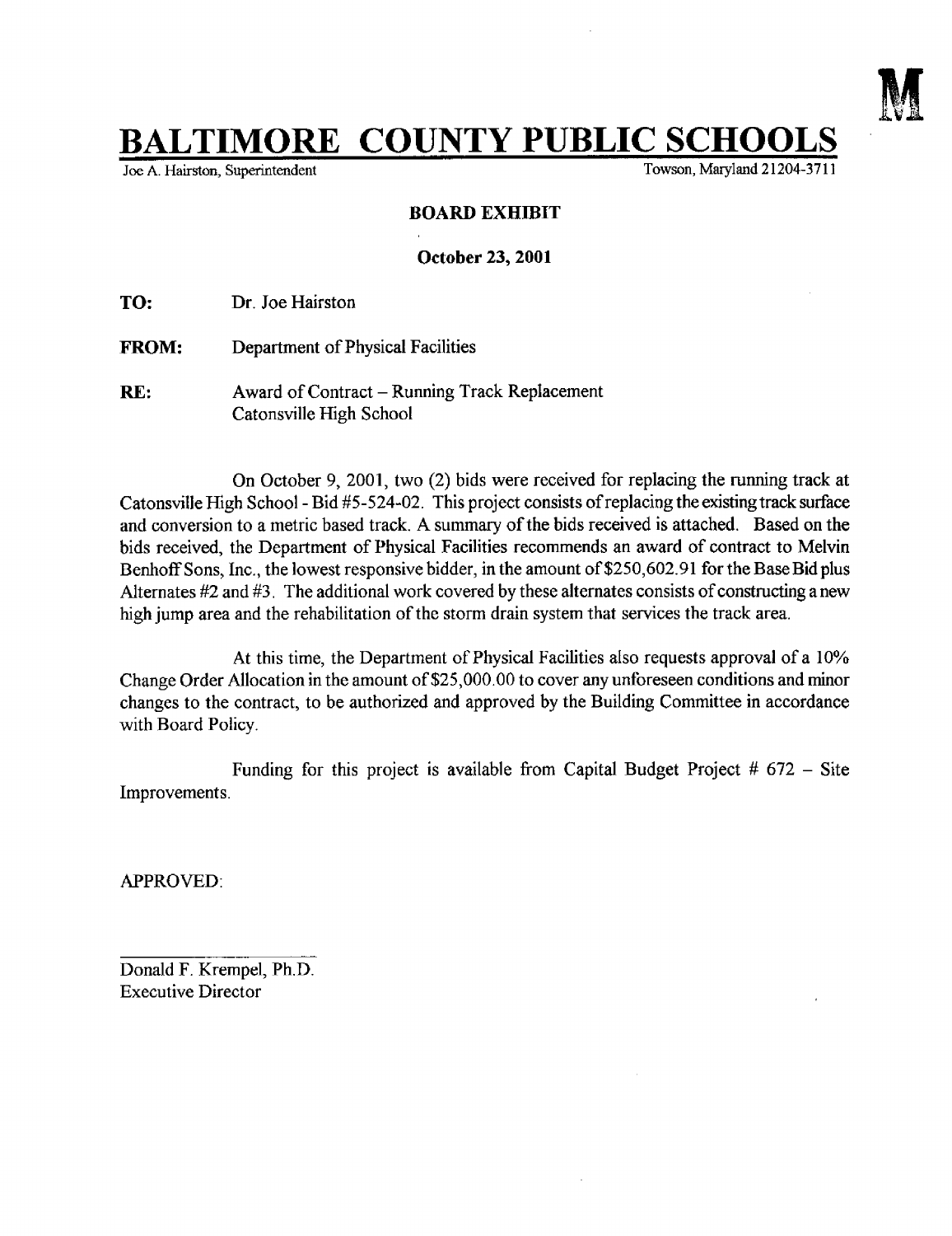M

# BALTIMORE COUNTY PUBLIC SCHOOLS

Joe A. Hairston, Superintendent                Towson, Maryland 21204-3711

**BOARD EXHIBIT**

**October 23, 2001**

**TO:** Dr. Joe Hairston

**FROM:** Department of Physical Facilities

**RE:** Award of Contract – Running Track Replacement
Catonsville High School

On October 9, 2001, two (2) bids were received for replacing the running track at Catonsville High School - Bid #5-524-02. This project consists of replacing the existing track surface and conversion to a metric based track. A summary of the bids received is attached. Based on the bids received, the Department of Physical Facilities recommends an award of contract to Melvin Benhoff Sons, Inc., the lowest responsive bidder, in the amount of $250,602.91 for the Base Bid plus Alternates #2 and #3. The additional work covered by these alternates consists of constructing a new high jump area and the rehabilitation of the storm drain system that services the track area.

At this time, the Department of Physical Facilities also requests approval of a 10% Change Order Allocation in the amount of $25,000.00 to cover any unforeseen conditions and minor changes to the contract, to be authorized and approved by the Building Committee in accordance with Board Policy.

Funding for this project is available from Capital Budget Project # 672 – Site Improvements.

APPROVED:

Donald F. Krempel, Ph.D.
Executive Director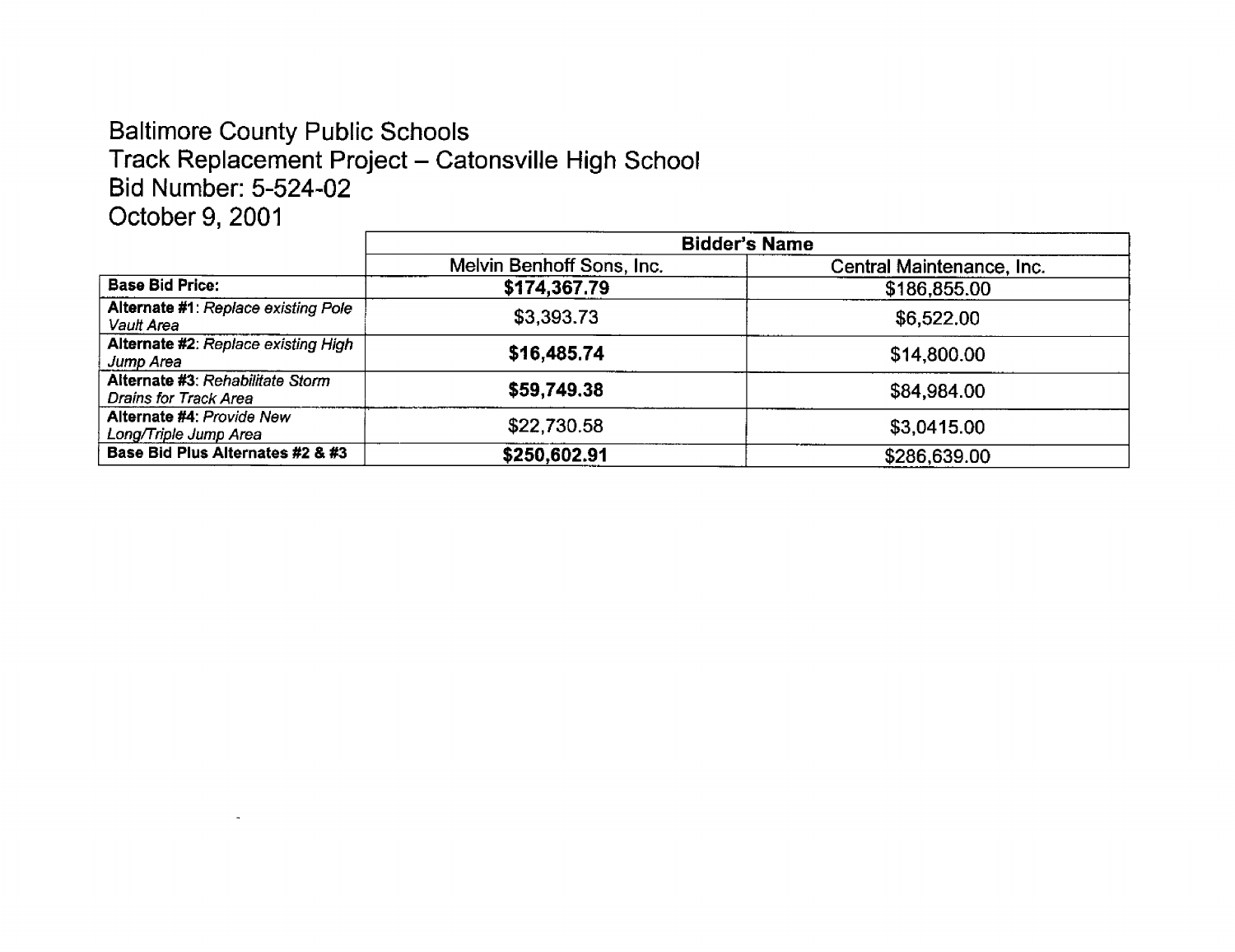Baltimore County Public Schools
Track Replacement Project – Catonsville High School
Bid Number: 5-524-02
October 9, 2001

| | Bidder's Name | |
|---|---|---|
| | Melvin Benhoff Sons, Inc. | Central Maintenance, Inc. |
| **Base Bid Price:** | **$174,367.79** | $186,855.00 |
| **Alternate #1**: *Replace existing Pole Vault Area* | $3,393.73 | $6,522.00 |
| **Alternate #2**: *Replace existing High Jump Area* | **$16,485.74** | $14,800.00 |
| **Alternate #3**: *Rehabilitate Storm Drains for Track Area* | **$59,749.38** | $84,984.00 |
| **Alternate #4**: *Provide New Long/Triple Jump Area* | $22,730.58 | $3,0415.00 |
| **Base Bid Plus Alternates #2 & #3** | **$250,602.91** | $286,639.00 |